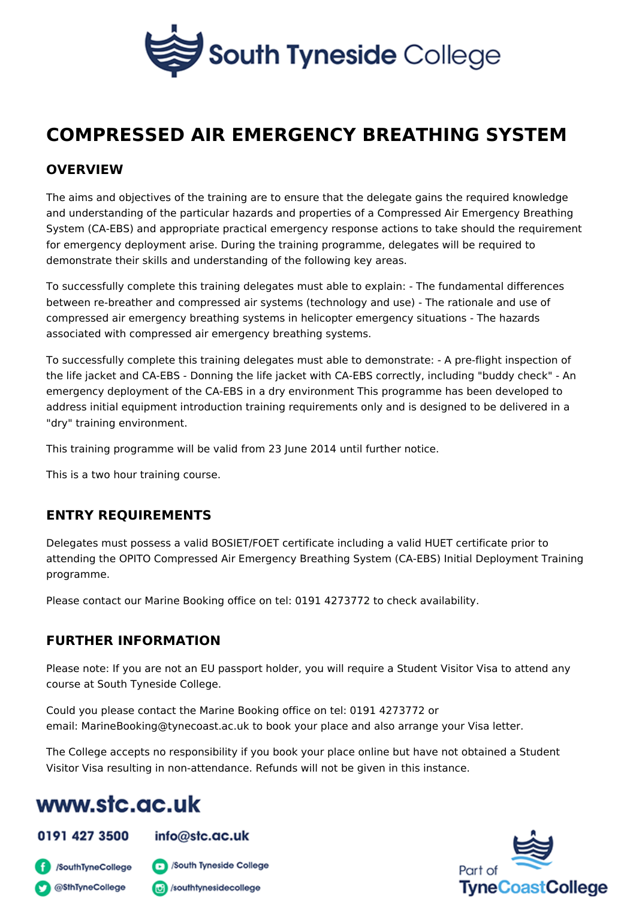# COMPRESSED AIR EMERGENCY BREATHING SYSTEM

## OVERVIEW

The aims and objectives of the training are to ensure that the delegate gains the required knowledge and understanding of the particular hazards and properties of a Compressed Air Emergency Breathing System (CA-EBS) and appropriate practical emergency response actions to take should the requirement for emergency deployment arise. During the training programme, delegates will be required to demonstrate their skills and understanding of the following key areas.

To successfully complete this training delegates must able to explain: - The fundamental differences between re-breather and compressed air systems (technology and use) - The rationale and use of compressed air emergency breathing systems in helicopter emergency situations - The hazards associated with compressed air emergency breathing systems.

To successfully complete this training delegates must able to demonstrate: - A pre-flight inspection of the life jacket and CA-EBS - Donning the life jacket with CA-EBS correctly, including "buddy check" - An emergency deployment of the CA-EBS in a dry environment This programme has been developed to address initial equipment introduction training requirements only and is designed to be delivered in a "dry" training environment.

This training programme will be valid from 23 June 2014 until further notice.

This is a two hour training course.

## ENTRY REQUIREMENTS

Delegates must possess a valid BOSIET/FOET certificate including a valid HUET certificate prior to attending the OPITO Compressed Air Emergency Breathing System (CA-EBS) Initial Deployment Training programme.

Please contact our Marine Booking office on tel: 0191 4273772 to check availability.

## FURTHER INFORMATION

Please note: If you are not an EU passport holder, you will require a Student Visitor Visa to attend any course at South Tyneside College.

Could you please contact the Marine Booking office on tel: 0191 4273772 or email: MarineBooking@tynecoast.ac.uk to book your place and also arrange your Visa letter.

The College accepts no responsibility if you book your place online but have not obtained a Student Visitor Visa resulting in non-attendance. Refunds will not be given in this instance.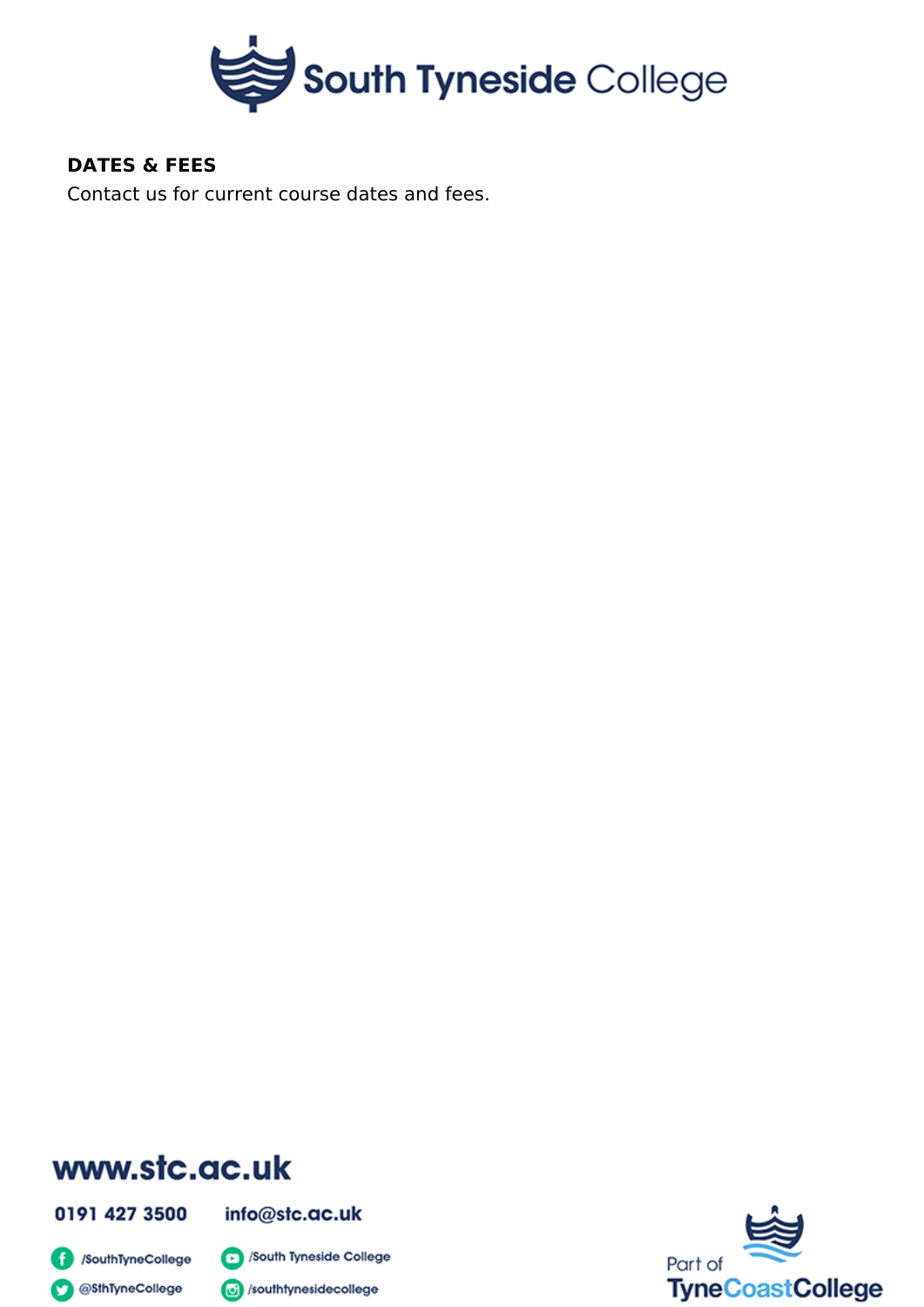## DATES & FEES

Contact us for current course dates and fees.

www.stc.ac.uk

0191 427 3500 info@stc.ac.uk

/SouthTyneCollege /South Tyneside College

@SthTyneCollege /southtynesidecollege

Part of TyneCoastCollege